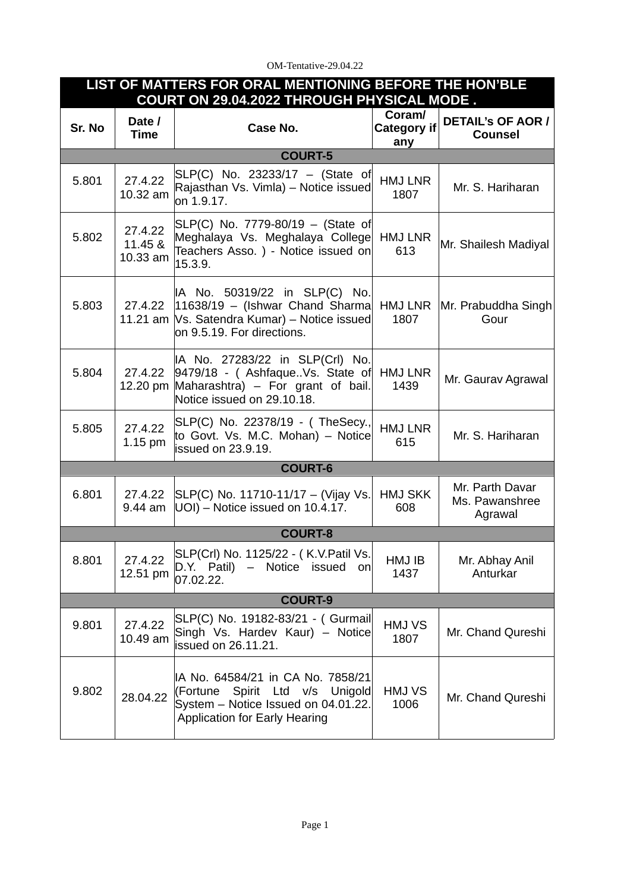OM-Tentative-29.04.22

| LIST OF MATTERS FOR ORAL MENTIONING BEFORE THE HON'BLE COURT ON 29.04.2022 THROUGH PHYSICAL MODE . | | | | |
|---|---|---|---|---|
| **Sr. No** | **Date / Time** | **Case No.** | **Coram/ Category if any** | **DETAIL's OF AOR / Counsel** |
| **COURT-5** | | | | |
| 5.801 | 27.4.22 10.32 am | SLP(C) No. 23233/17 – (State of Rajasthan Vs. Vimla) – Notice issued on 1.9.17. | HMJ LNR 1807 | Mr. S. Hariharan |
| 5.802 | 27.4.22 11.45 & 10.33 am | SLP(C) No. 7779-80/19 – (State of Meghalaya Vs. Meghalaya College Teachers Asso. ) - Notice issued on 15.3.9. | HMJ LNR 613 | Mr. Shailesh Madiyal |
| 5.803 | 27.4.22 11.21 am | IA No. 50319/22 in SLP(C) No. 11638/19 – (Ishwar Chand Sharma Vs. Satendra Kumar) – Notice issued on 9.5.19. For directions. | HMJ LNR 1807 | Mr. Prabuddha Singh Gour |
| 5.804 | 27.4.22 12.20 pm | IA No. 27283/22 in SLP(Crl) No. 9479/18 - ( Ashfaque..Vs. State of Maharashtra) – For grant of bail. Notice issued on 29.10.18. | HMJ LNR 1439 | Mr. Gaurav Agrawal |
| 5.805 | 27.4.22 1.15 pm | SLP(C) No. 22378/19 - ( TheSecy., to Govt. Vs. M.C. Mohan) – Notice issued on 23.9.19. | HMJ LNR 615 | Mr. S. Hariharan |
| **COURT-6** | | | | |
| 6.801 | 27.4.22 9.44 am | SLP(C) No. 11710-11/17 – (Vijay Vs. UOI) – Notice issued on 10.4.17. | HMJ SKK 608 | Mr. Parth Davar Ms. Pawanshree Agrawal |
| **COURT-8** | | | | |
| 8.801 | 27.4.22 12.51 pm | SLP(Crl) No. 1125/22 - ( K.V.Patil Vs. D.Y. Patil) – Notice issued on 07.02.22. | HMJ IB 1437 | Mr. Abhay Anil Anturkar |
| **COURT-9** | | | | |
| 9.801 | 27.4.22 10.49 am | SLP(C) No. 19182-83/21 - ( Gurmail Singh Vs. Hardev Kaur) – Notice issued on 26.11.21. | HMJ VS 1807 | Mr. Chand Qureshi |
| 9.802 | 28.04.22 | IA No. 64584/21 in CA No. 7858/21 (Fortune Spirit Ltd v/s Unigold System – Notice Issued on 04.01.22. Application for Early Hearing | HMJ VS 1006 | Mr. Chand Qureshi |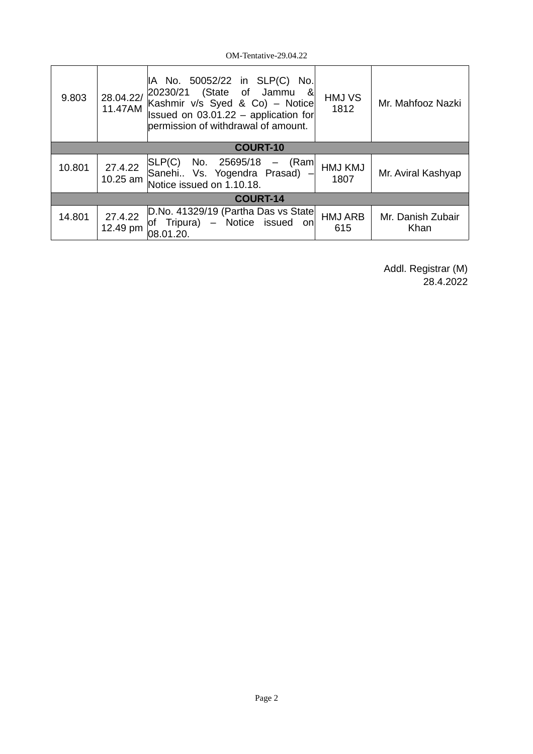| | | | | |
|---|---|---|---|---|
| 9.803 | 28.04.22/ 11.47AM | IA No. 50052/22 in SLP(C) No. 20230/21 (State of Jammu & Kashmir v/s Syed & Co) – Notice Issued on 03.01.22 – application for permission of withdrawal of amount. | HMJ VS 1812 | Mr. Mahfooz Nazki |
| **COURT-10** | | | | |
| 10.801 | 27.4.22 10.25 am | SLP(C) No. 25695/18 – (Ram Sanehi.. Vs. Yogendra Prasad) – Notice issued on 1.10.18. | HMJ KMJ 1807 | Mr. Aviral Kashyap |
| **COURT-14** | | | | |
| 14.801 | 27.4.22 12.49 pm | D.No. 41329/19 (Partha Das vs State of Tripura) – Notice issued on 08.01.20. | HMJ ARB 615 | Mr. Danish Zubair Khan |

Addl. Registrar (M)
28.4.2022